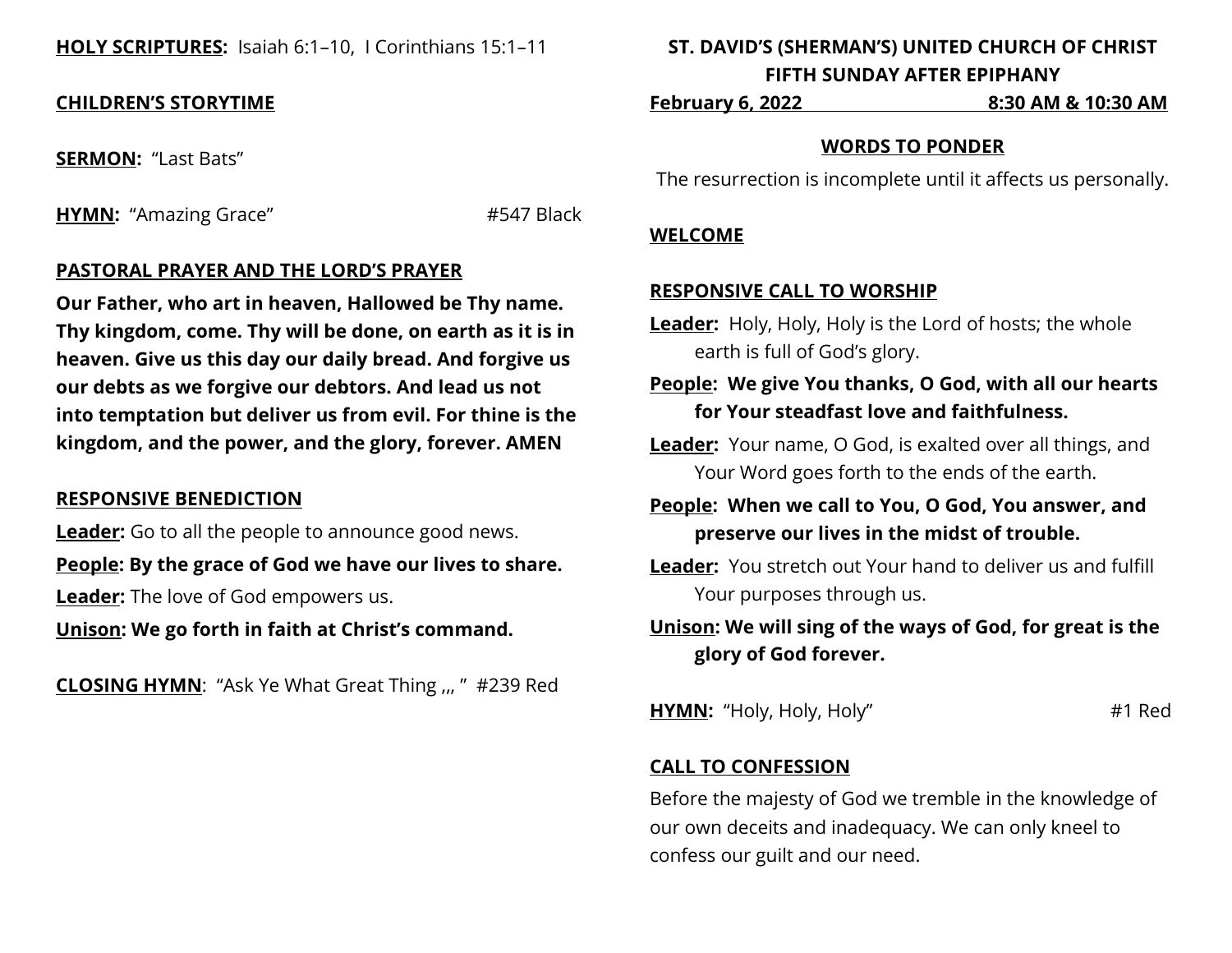**HOLY SCRIPTURES:** Isaiah 6:1–10, I Corinthians 15:1–11

**CHILDREN'S STORYTIME**

**SERMON:** "Last Bats"

**HYMN:** "Amazing Grace" #547 Black

**PASTORAL PRAYER AND THE LORD'S PRAYER**

**Our Father, who art in heaven, Hallowed be Thy name. Thy kingdom, come. Thy will be done, on earth as it is in heaven. Give us this day our daily bread. And forgive us our debts as we forgive our debtors. And lead us not into temptation but deliver us from evil. For thine is the kingdom, and the power, and the glory, forever. AMEN**

**RESPONSIVE BENEDICTION**

**Leader:** Go to all the people to announce good news.

**People: By the grace of God we have our lives to share.**

**Leader:** The love of God empowers us.

**Unison: We go forth in faith at Christ's command.**

**CLOSING HYMN**: "Ask Ye What Great Thing ,,, " #239 Red

# ST. DAVID'S (SHERMAN'S) UNITED CHURCH OF CHRIST
## FIFTH SUNDAY AFTER EPIPHANY

**February 6, 2022 8:30 AM & 10:30 AM**

**WORDS TO PONDER**

The resurrection is incomplete until it affects us personally.

**WELCOME**

**RESPONSIVE CALL TO WORSHIP**

**Leader:** Holy, Holy, Holy is the Lord of hosts; the whole earth is full of God's glory.

**People: We give You thanks, O God, with all our hearts for Your steadfast love and faithfulness.**

**Leader:** Your name, O God, is exalted over all things, and Your Word goes forth to the ends of the earth.

**People: When we call to You, O God, You answer, and preserve our lives in the midst of trouble.**

**Leader:** You stretch out Your hand to deliver us and fulfill Your purposes through us.

**Unison: We will sing of the ways of God, for great is the glory of God forever.**

**HYMN:** "Holy, Holy, Holy" #1 Red

**CALL TO CONFESSION**

Before the majesty of God we tremble in the knowledge of our own deceits and inadequacy. We can only kneel to confess our guilt and our need.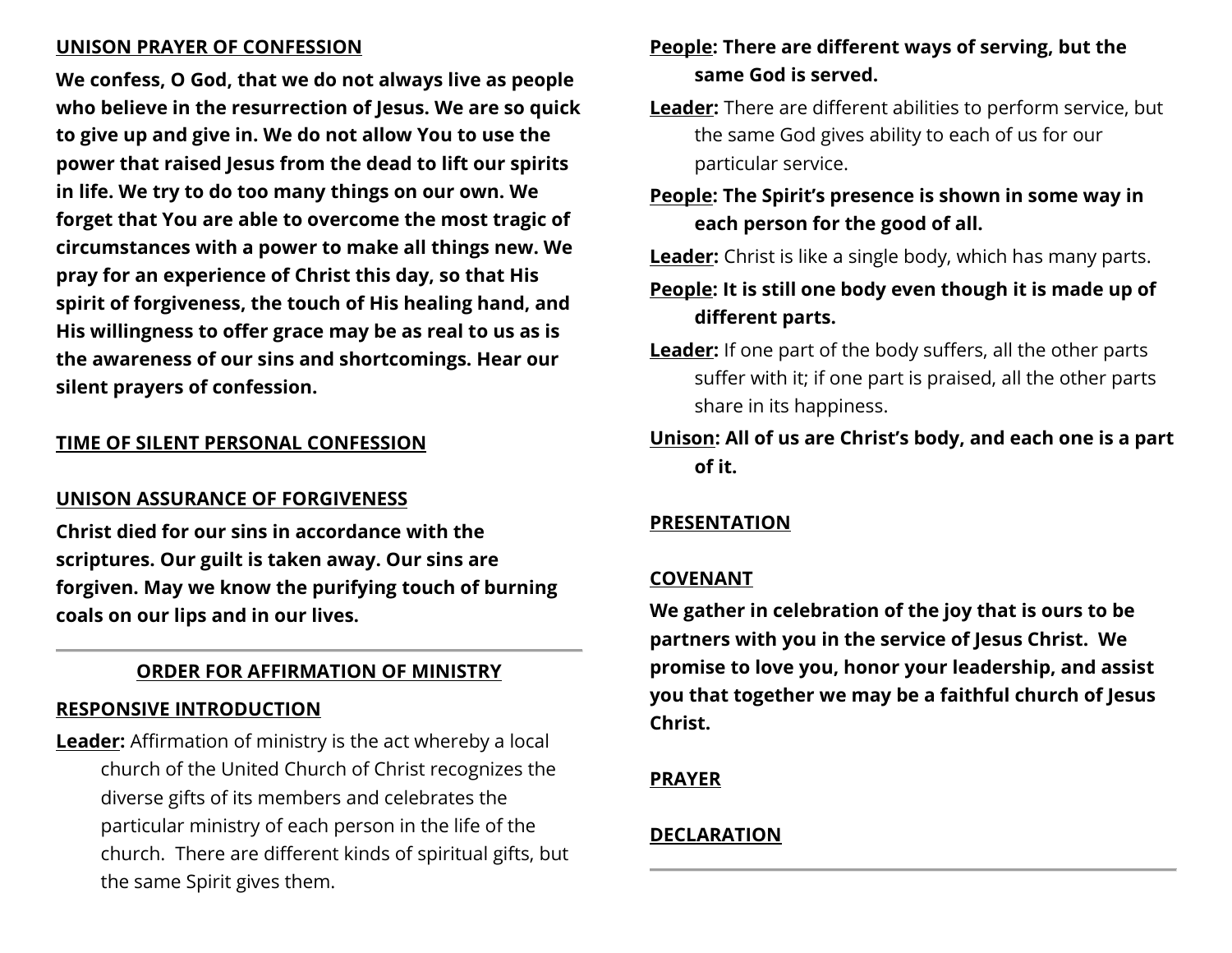**UNISON PRAYER OF CONFESSION**

**We confess, O God, that we do not always live as people who believe in the resurrection of Jesus. We are so quick to give up and give in. We do not allow You to use the power that raised Jesus from the dead to lift our spirits in life. We try to do too many things on our own. We forget that You are able to overcome the most tragic of circumstances with a power to make all things new. We pray for an experience of Christ this day, so that His spirit of forgiveness, the touch of His healing hand, and His willingness to offer grace may be as real to us as is the awareness of our sins and shortcomings. Hear our silent prayers of confession.**

**TIME OF SILENT PERSONAL CONFESSION**

**UNISON ASSURANCE OF FORGIVENESS**

**Christ died for our sins in accordance with the scriptures. Our guilt is taken away. Our sins are forgiven. May we know the purifying touch of burning coals on our lips and in our lives.**

---

## ORDER FOR AFFIRMATION OF MINISTRY

**RESPONSIVE INTRODUCTION**

**Leader:** Affirmation of ministry is the act whereby a local church of the United Church of Christ recognizes the diverse gifts of its members and celebrates the particular ministry of each person in the life of the church. There are different kinds of spiritual gifts, but the same Spirit gives them.

**People: There are different ways of serving, but the same God is served.**

**Leader:** There are different abilities to perform service, but the same God gives ability to each of us for our particular service.

**People: The Spirit's presence is shown in some way in each person for the good of all.**

**Leader:** Christ is like a single body, which has many parts.

**People: It is still one body even though it is made up of different parts.**

**Leader:** If one part of the body suffers, all the other parts suffer with it; if one part is praised, all the other parts share in its happiness.

**Unison: All of us are Christ's body, and each one is a part of it.**

**PRESENTATION**

**COVENANT**

**We gather in celebration of the joy that is ours to be partners with you in the service of Jesus Christ. We promise to love you, honor your leadership, and assist you that together we may be a faithful church of Jesus Christ.**

**PRAYER**

**DECLARATION**

---